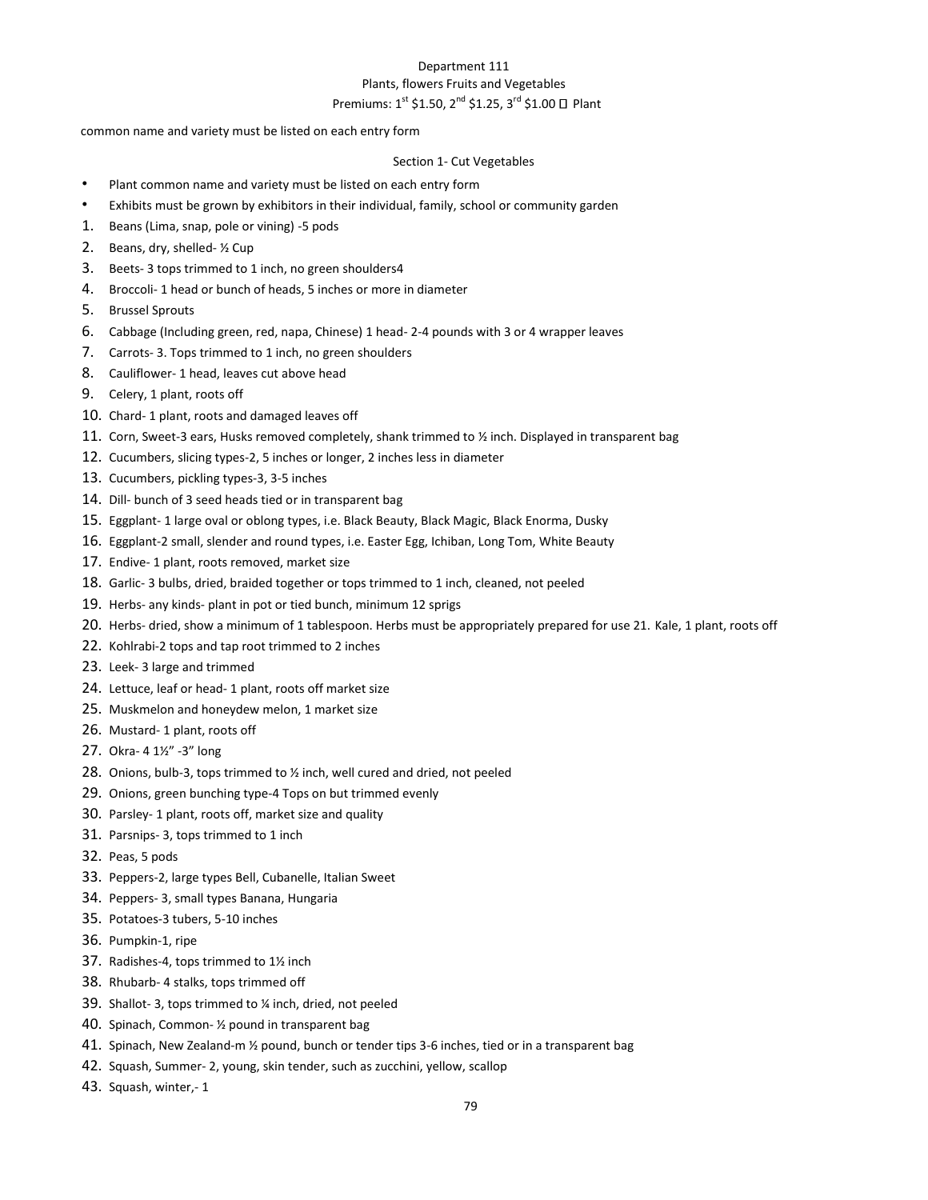Department 111

Plants, flowers Fruits and Vegetables

Premiums: 1st $1.50, 2nd $1.25, 3rd $1.00 Plant

common name and variety must be listed on each entry form

Section 1- Cut Vegetables

- Plant common name and variety must be listed on each entry form
- Exhibits must be grown by exhibitors in their individual, family, school or community garden

1. Beans (Lima, snap, pole or vining) -5 pods
2. Beans, dry, shelled- ½ Cup
3. Beets- 3 tops trimmed to 1 inch, no green shoulders4
4. Broccoli- 1 head or bunch of heads, 5 inches or more in diameter
5. Brussel Sprouts
6. Cabbage (Including green, red, napa, Chinese) 1 head- 2-4 pounds with 3 or 4 wrapper leaves
7. Carrots- 3. Tops trimmed to 1 inch, no green shoulders
8. Cauliflower- 1 head, leaves cut above head
9. Celery, 1 plant, roots off
10. Chard- 1 plant, roots and damaged leaves off
11. Corn, Sweet-3 ears, Husks removed completely, shank trimmed to ½ inch. Displayed in transparent bag
12. Cucumbers, slicing types-2, 5 inches or longer, 2 inches less in diameter
13. Cucumbers, pickling types-3, 3-5 inches
14. Dill- bunch of 3 seed heads tied or in transparent bag
15. Eggplant- 1 large oval or oblong types, i.e. Black Beauty, Black Magic, Black Enorma, Dusky
16. Eggplant-2 small, slender and round types, i.e. Easter Egg, Ichiban, Long Tom, White Beauty
17. Endive- 1 plant, roots removed, market size
18. Garlic- 3 bulbs, dried, braided together or tops trimmed to 1 inch, cleaned, not peeled
19. Herbs- any kinds- plant in pot or tied bunch, minimum 12 sprigs
20. Herbs- dried, show a minimum of 1 tablespoon. Herbs must be appropriately prepared for use 21. Kale, 1 plant, roots off
22. Kohlrabi-2 tops and tap root trimmed to 2 inches
23. Leek- 3 large and trimmed
24. Lettuce, leaf or head- 1 plant, roots off market size
25. Muskmelon and honeydew melon, 1 market size
26. Mustard- 1 plant, roots off
27. Okra- 4 1½" -3" long
28. Onions, bulb-3, tops trimmed to ½ inch, well cured and dried, not peeled
29. Onions, green bunching type-4 Tops on but trimmed evenly
30. Parsley- 1 plant, roots off, market size and quality
31. Parsnips- 3, tops trimmed to 1 inch
32. Peas, 5 pods
33. Peppers-2, large types Bell, Cubanelle, Italian Sweet
34. Peppers- 3, small types Banana, Hungaria
35. Potatoes-3 tubers, 5-10 inches
36. Pumpkin-1, ripe
37. Radishes-4, tops trimmed to 1½ inch
38. Rhubarb- 4 stalks, tops trimmed off
39. Shallot- 3, tops trimmed to ¼ inch, dried, not peeled
40. Spinach, Common- ½ pound in transparent bag
41. Spinach, New Zealand-m ½ pound, bunch or tender tips 3-6 inches, tied or in a transparent bag
42. Squash, Summer- 2, young, skin tender, such as zucchini, yellow, scallop
43. Squash, winter,- 1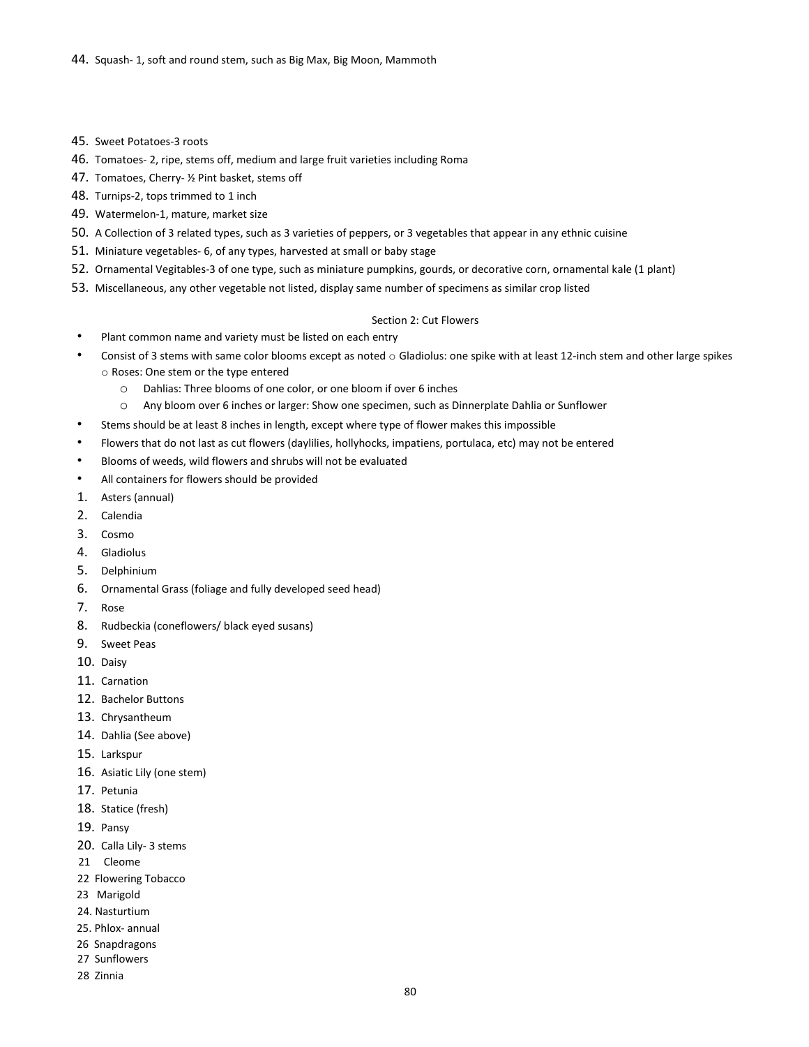44. Squash- 1, soft and round stem, such as Big Max, Big Moon, Mammoth

45. Sweet Potatoes-3 roots
46. Tomatoes- 2, ripe, stems off, medium and large fruit varieties including Roma
47. Tomatoes, Cherry- ½ Pint basket, stems off
48. Turnips-2, tops trimmed to 1 inch
49. Watermelon-1, mature, market size
50. A Collection of 3 related types, such as 3 varieties of peppers, or 3 vegetables that appear in any ethnic cuisine
51. Miniature vegetables- 6, of any types, harvested at small or baby stage
52. Ornamental Vegitables-3 of one type, such as miniature pumpkins, gourds, or decorative corn, ornamental kale (1 plant)
53. Miscellaneous, any other vegetable not listed, display same number of specimens as similar crop listed

Section 2: Cut Flowers

- Plant common name and variety must be listed on each entry
- Consist of 3 stems with same color blooms except as noted
  - Gladiolus: one spike with at least 12-inch stem and other large spikes
  - Roses: One stem or the type entered
  - Dahlias: Three blooms of one color, or one bloom if over 6 inches
  - Any bloom over 6 inches or larger: Show one specimen, such as Dinnerplate Dahlia or Sunflower
- Stems should be at least 8 inches in length, except where type of flower makes this impossible
- Flowers that do not last as cut flowers (daylilies, hollyhocks, impatiens, portulaca, etc) may not be entered
- Blooms of weeds, wild flowers and shrubs will not be evaluated
- All containers for flowers should be provided

1. Asters (annual)
2. Calendia
3. Cosmo
4. Gladiolus
5. Delphinium
6. Ornamental Grass (foliage and fully developed seed head)
7. Rose
8. Rudbeckia (coneflowers/ black eyed susans)
9. Sweet Peas
10. Daisy
11. Carnation
12. Bachelor Buttons
13. Chrysantheum
14. Dahlia (See above)
15. Larkspur
16. Asiatic Lily (one stem)
17. Petunia
18. Statice (fresh)
19. Pansy
20. Calla Lily- 3 stems
21. Cleome
22. Flowering Tobacco
23. Marigold
24. Nasturtium
25. Phlox- annual
26. Snapdragons
27. Sunflowers
28. Zinnia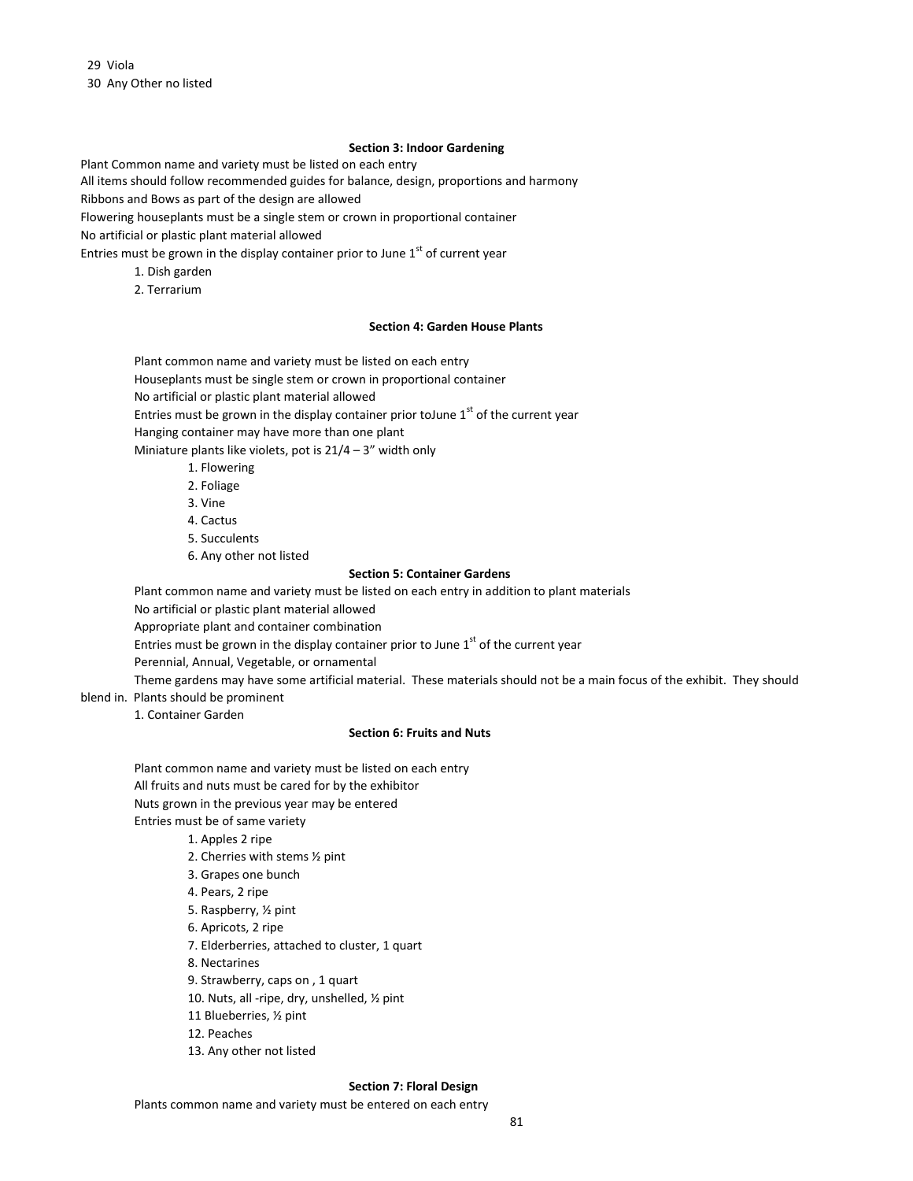29 Viola

30 Any Other no listed

### Section 3: Indoor Gardening

Plant Common name and variety must be listed on each entry

All items should follow recommended guides for balance, design, proportions and harmony

Ribbons and Bows as part of the design are allowed

Flowering houseplants must be a single stem or crown in proportional container

No artificial or plastic plant material allowed

Entries must be grown in the display container prior to June 1st of current year

1. Dish garden
2. Terrarium

### Section 4: Garden House Plants

Plant common name and variety must be listed on each entry

Houseplants must be single stem or crown in proportional container

No artificial or plastic plant material allowed

Entries must be grown in the display container prior toJune 1st of the current year

Hanging container may have more than one plant

Miniature plants like violets, pot is 21/4 – 3" width only

1. Flowering
2. Foliage
3. Vine
4. Cactus
5. Succulents
6. Any other not listed

### Section 5: Container Gardens

Plant common name and variety must be listed on each entry in addition to plant materials

No artificial or plastic plant material allowed

Appropriate plant and container combination

Entries must be grown in the display container prior to June 1st of the current year

Perennial, Annual, Vegetable, or ornamental

Theme gardens may have some artificial material. These materials should not be a main focus of the exhibit. They should blend in. Plants should be prominent

1. Container Garden

### Section 6: Fruits and Nuts

Plant common name and variety must be listed on each entry

All fruits and nuts must be cared for by the exhibitor

Nuts grown in the previous year may be entered

Entries must be of same variety

1. Apples 2 ripe
2. Cherries with stems ½ pint
3. Grapes one bunch
4. Pears, 2 ripe
5. Raspberry, ½ pint
6. Apricots, 2 ripe
7. Elderberries, attached to cluster, 1 quart
8. Nectarines
9. Strawberry, caps on , 1 quart
10. Nuts, all -ripe, dry, unshelled, ½ pint
11. Blueberries, ½ pint
12. Peaches
13. Any other not listed

### Section 7: Floral Design

Plants common name and variety must be entered on each entry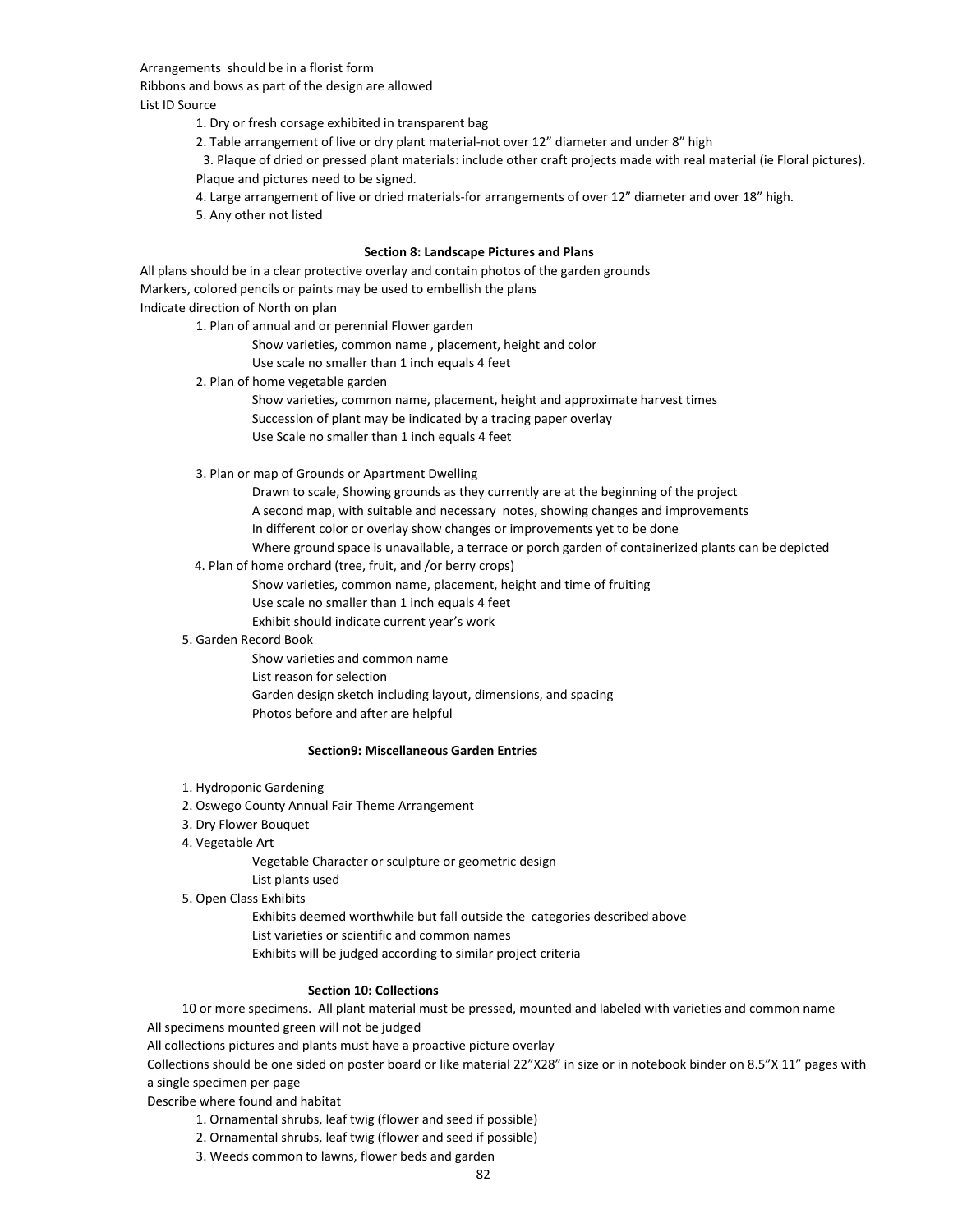Arrangements should be in a florist form

Ribbons and bows as part of the design are allowed

List ID Source

1. Dry or fresh corsage exhibited in transparent bag
2. Table arrangement of live or dry plant material-not over 12" diameter and under 8" high
3. Plaque of dried or pressed plant materials: include other craft projects made with real material (ie Floral pictures). Plaque and pictures need to be signed.
4. Large arrangement of live or dried materials-for arrangements of over 12" diameter and over 18" high.
5. Any other not listed

**Section 8: Landscape Pictures and Plans**

All plans should be in a clear protective overlay and contain photos of the garden grounds

Markers, colored pencils or paints may be used to embellish the plans

Indicate direction of North on plan

1. Plan of annual and or perennial Flower garden
   - Show varieties, common name , placement, height and color
   - Use scale no smaller than 1 inch equals 4 feet
2. Plan of home vegetable garden
   - Show varieties, common name, placement, height and approximate harvest times
   - Succession of plant may be indicated by a tracing paper overlay
   - Use Scale no smaller than 1 inch equals 4 feet
3. Plan or map of Grounds or Apartment Dwelling
   - Drawn to scale, Showing grounds as they currently are at the beginning of the project
   - A second map, with suitable and necessary notes, showing changes and improvements
   - In different color or overlay show changes or improvements yet to be done
   - Where ground space is unavailable, a terrace or porch garden of containerized plants can be depicted
4. Plan of home orchard (tree, fruit, and /or berry crops)
   - Show varieties, common name, placement, height and time of fruiting
   - Use scale no smaller than 1 inch equals 4 feet
   - Exhibit should indicate current year's work
5. Garden Record Book
   - Show varieties and common name
   - List reason for selection
   - Garden design sketch including layout, dimensions, and spacing
   - Photos before and after are helpful

**Section9: Miscellaneous Garden Entries**

1. Hydroponic Gardening
2. Oswego County Annual Fair Theme Arrangement
3. Dry Flower Bouquet
4. Vegetable Art
   - Vegetable Character or sculpture or geometric design
   - List plants used
5. Open Class Exhibits
   - Exhibits deemed worthwhile but fall outside the categories described above
   - List varieties or scientific and common names
   - Exhibits will be judged according to similar project criteria

**Section 10: Collections**

10 or more specimens. All plant material must be pressed, mounted and labeled with varieties and common name

All specimens mounted green will not be judged

All collections pictures and plants must have a proactive picture overlay

Collections should be one sided on poster board or like material 22"X28" in size or in notebook binder on 8.5"X 11" pages with a single specimen per page

Describe where found and habitat

1. Ornamental shrubs, leaf twig (flower and seed if possible)
2. Ornamental shrubs, leaf twig (flower and seed if possible)
3. Weeds common to lawns, flower beds and garden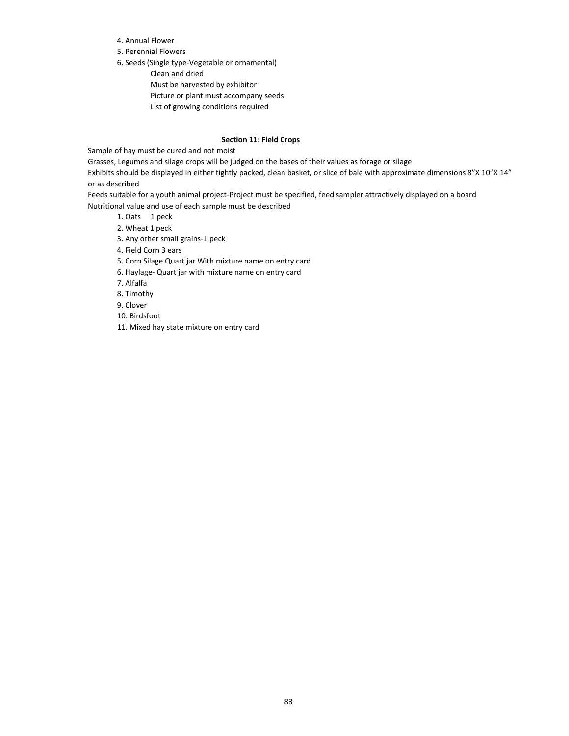4. Annual Flower
5. Perennial Flowers
6. Seeds (Single type-Vegetable or ornamental)
    - Clean and dried
    - Must be harvested by exhibitor
    - Picture or plant must accompany seeds
    - List of growing conditions required

**Section 11: Field Crops**

Sample of hay must be cured and not moist

Grasses, Legumes and silage crops will be judged on the bases of their values as forage or silage

Exhibits should be displayed in either tightly packed, clean basket, or slice of bale with approximate dimensions 8"X 10"X 14" or as described

Feeds suitable for a youth animal project-Project must be specified, feed sampler attractively displayed on a board

Nutritional value and use of each sample must be described

1. Oats 1 peck
2. Wheat 1 peck
3. Any other small grains-1 peck
4. Field Corn 3 ears
5. Corn Silage Quart jar With mixture name on entry card
6. Haylage- Quart jar with mixture name on entry card
7. Alfalfa
8. Timothy
9. Clover
10. Birdsfoot
11. Mixed hay state mixture on entry card